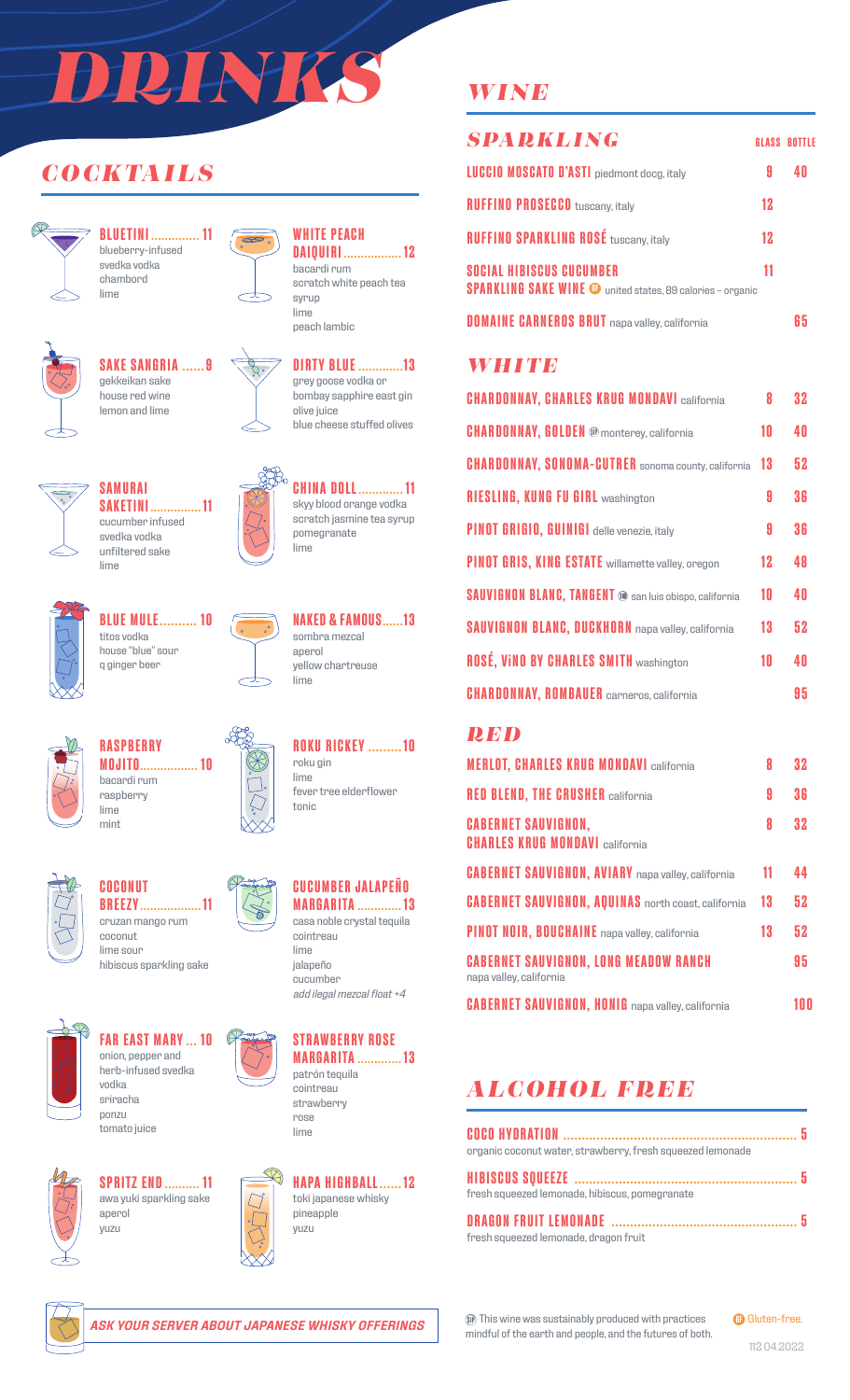# DRINKS

## COCKTAILS

**BLUETINI .............. 11**
blueberry-infused
svedka vodka
chambord
lime

**WHITE PEACH DAIQUIRI ................. 12**
bacardi rum
scratch white peach tea syrup
lime
peach lambic

**SAKE SANGRIA ...... 9**
gekkeikan sake
house red wine
lemon and lime

**DIRTY BLUE ............. 13**
grey goose vodka or
bombay sapphire east gin
olive juice
blue cheese stuffed olives

**SAMURAI SAKETINI ............... 11**
cucumber infused
svedka vodka
unfiltered sake
lime

**CHINA DOLL ............. 11**
skyy blood orange vodka
scratch jasmine tea syrup
pomegranate
lime

**BLUE MULE .......... 10**
titos vodka
house "blue" sour
q ginger beer

**NAKED & FAMOUS ...... 13**
sombra mezcal
aperol
yellow chartreuse
lime

**RASPBERRY MOJITO ................. 10**
bacardi rum
raspberry
lime
mint

**ROKU RICKEY ......... 10**
roku gin
lime
fever tree elderflower
tonic

**COCONUT BREEZY .................. 11**
cruzan mango rum
coconut
lime sour
hibiscus sparkling sake

**CUCUMBER JALAPEÑO MARGARITA ............. 13**
casa noble crystal tequila
cointreau
lime
jalapeño
cucumber
*add ilegal mezcal float +4*

**FAR EAST MARY ... 10**
onion, pepper and
herb-infused svedka
vodka
sriracha
ponzu
tomato juice

**STRAWBERRY ROSE MARGARITA ............. 13**
patrón tequila
cointreau
strawberry
rose
lime

**SPRITZ END .......... 11**
awa yuki sparkling sake
aperol
yuzu

**HAPA HIGHBALL ...... 12**
toki japanese whisky
pineapple
yuzu

***ASK YOUR SERVER ABOUT JAPANESE WHISKY OFFERINGS***

## WINE

### SPARKLING

| | GLASS | BOTTLE |
|---|---|---|
| **LUCCIO MOSCATO D'ASTI** piedmont docg, italy | 9 | 40 |
| **RUFFINO PROSECCO** tuscany, italy | 12 | |
| **RUFFINO SPARKLING ROSÉ** tuscany, italy | 12 | |
| **SOCIAL HIBISCUS CUCUMBER SPARKLING SAKE WINE** (GF) united states, 89 calories – organic | 11 | |
| **DOMAINE CARNEROS BRUT** napa valley, california | | 65 |

### WHITE

| | GLASS | BOTTLE |
|---|---|---|
| **CHARDONNAY, CHARLES KRUG MONDAVI** california | 8 | 32 |
| **CHARDONNAY, GOLDEN** (SP) monterey, california | 10 | 40 |
| **CHARDONNAY, SONOMA-CUTRER** sonoma county, california | 13 | 52 |
| **RIESLING, KUNG FU GIRL** washington | 9 | 36 |
| **PINOT GRIGIO, GUINIGI** delle venezie, italy | 9 | 36 |
| **PINOT GRIS, KING ESTATE** willamette valley, oregon | 12 | 48 |
| **SAUVIGNON BLANC, TANGENT** (SP) san luis obispo, california | 10 | 40 |
| **SAUVIGNON BLANC, DUCKHORN** napa valley, california | 13 | 52 |
| **ROSÉ, ViNO BY CHARLES SMITH** washington | 10 | 40 |
| **CHARDONNAY, ROMBAUER** carneros, california | | 95 |

### RED

| | GLASS | BOTTLE |
|---|---|---|
| **MERLOT, CHARLES KRUG MONDAVI** california | 8 | 32 |
| **RED BLEND, THE CRUSHER** california | 9 | 36 |
| **CABERNET SAUVIGNON, CHARLES KRUG MONDAVI** california | 8 | 32 |
| **CABERNET SAUVIGNON, AVIARY** napa valley, california | 11 | 44 |
| **CABERNET SAUVIGNON, AQUINAS** north coast, california | 13 | 52 |
| **PINOT NOIR, BOUCHAINE** napa valley, california | 13 | 52 |
| **CABERNET SAUVIGNON, LONG MEADOW RANCH** napa valley, california | | 95 |
| **CABERNET SAUVIGNON, HONIG** napa valley, california | | 100 |

## ALCOHOL FREE

**COCO HYDRATION ............................................................... 5**
organic coconut water, strawberry, fresh squeezed lemonade

**HIBISCUS SQUEEZE ........................................................... 5**
fresh squeezed lemonade, hibiscus, pomegranate

**DRAGON FRUIT LEMONADE .................................................. 5**
fresh squeezed lemonade, dragon fruit

(SP) This wine was sustainably produced with practices mindful of the earth and people, and the futures of both.

(GF) Gluten-free.

112 04.2022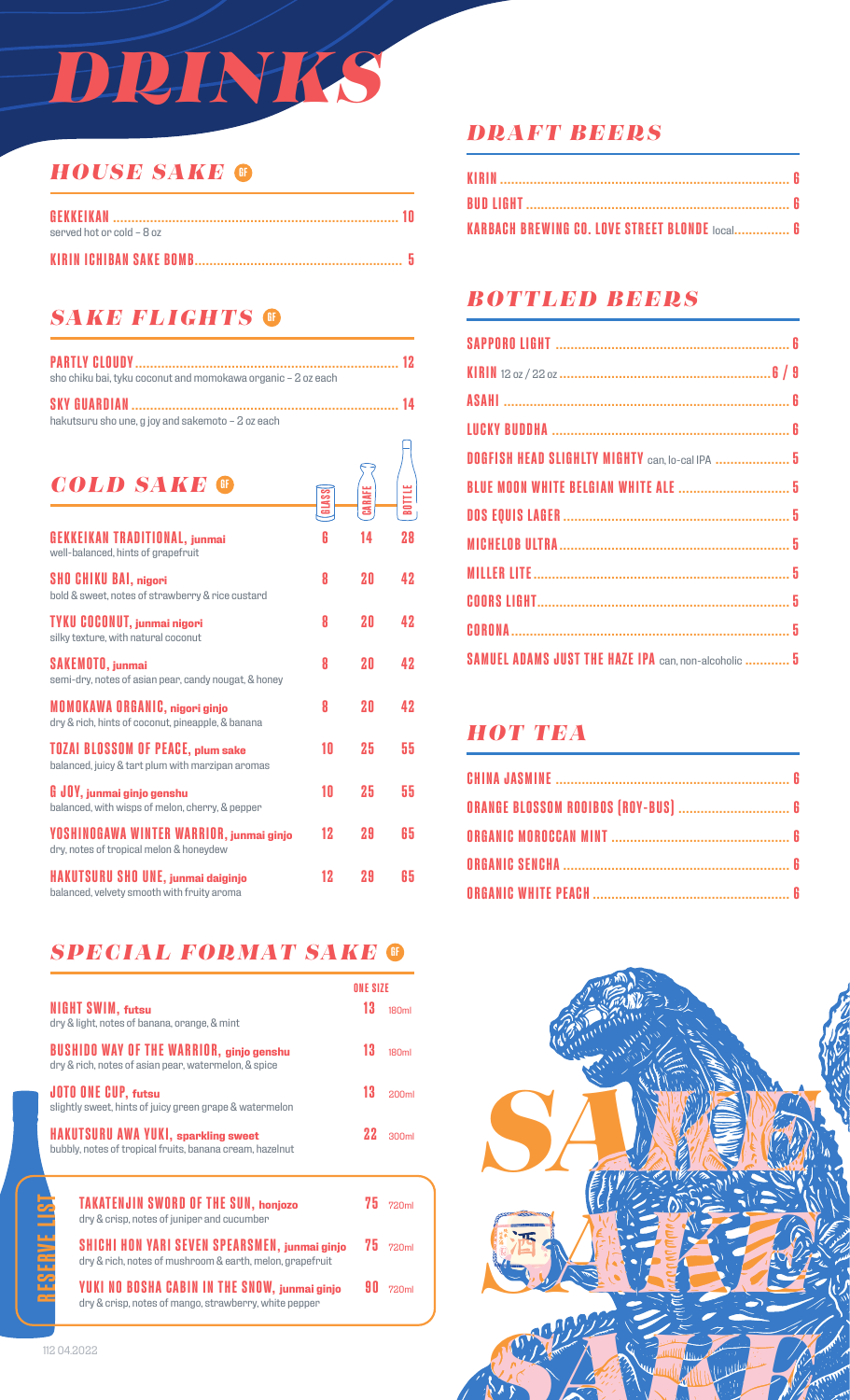# DRINKS

## HOUSE SAKE GF

**GEKKEIKAN** ........ 10
served hot or cold – 8 oz

**KIRIN ICHIBAN SAKE BOMB** ........ 5

## SAKE FLIGHTS GF

**PARTLY CLOUDY** ........ 12
sho chiku bai, tyku coconut and momokawa organic – 2 oz each

**SKY GUARDIAN** ........ 14
hakutsuru sho une, g joy and sakemoto – 2 oz each

## COLD SAKE GF

| | GLASS | CARAFE | BOTTLE |
|---|---|---|---|
| **GEKKEIKAN TRADITIONAL, junmai**<br>well-balanced, hints of grapefruit | 6 | 14 | 28 |
| **SHO CHIKU BAI, nigori**<br>bold & sweet, notes of strawberry & rice custard | 8 | 20 | 42 |
| **TYKU COCONUT, junmai nigori**<br>silky texture, with natural coconut | 8 | 20 | 42 |
| **SAKEMOTO, junmai**<br>semi-dry, notes of asian pear, candy nougat, & honey | 8 | 20 | 42 |
| **MOMOKAWA ORGANIC, nigori ginjo**<br>dry & rich, hints of coconut, pineapple, & banana | 8 | 20 | 42 |
| **TOZAI BLOSSOM OF PEACE, plum sake**<br>balanced, juicy & tart plum with marzipan aromas | 10 | 25 | 55 |
| **G JOY, junmai ginjo genshu**<br>balanced, with wisps of melon, cherry, & pepper | 10 | 25 | 55 |
| **YOSHINOGAWA WINTER WARRIOR, junmai ginjo**<br>dry, notes of tropical melon & honeydew | 12 | 29 | 65 |
| **HAKUTSURU SHO UNE, junmai daiginjo**<br>balanced, velvety smooth with fruity aroma | 12 | 29 | 65 |

## SPECIAL FORMAT SAKE GF

| | ONE SIZE | |
|---|---|---|
| **NIGHT SWIM, futsu**<br>dry & light, notes of banana, orange, & mint | 13 | 180ml |
| **BUSHIDO WAY OF THE WARRIOR, ginjo genshu**<br>dry & rich, notes of asian pear, watermelon, & spice | 13 | 180ml |
| **JOTO ONE CUP, futsu**<br>slightly sweet, hints of juicy green grape & watermelon | 13 | 200ml |
| **HAKUTSURU AWA YUKI, sparkling sweet**<br>bubbly, notes of tropical fruits, banana cream, hazelnut | 22 | 300ml |

### RESERVE LIST

| | | |
|---|---|---|
| **TAKATENJIN SWORD OF THE SUN, honjozo**<br>dry & crisp, notes of juniper and cucumber | 75 | 720ml |
| **SHICHI HON YARI SEVEN SPEARSMEN, junmai ginjo**<br>dry & rich, notes of mushroom & earth, melon, grapefruit | 75 | 720ml |
| **YUKI NO BOSHA CABIN IN THE SNOW, junmai ginjo**<br>dry & crisp, notes of mango, strawberry, white pepper | 90 | 720ml |

112 04.2022

## DRAFT BEERS

**KIRIN** ........ 6
**BUD LIGHT** ........ 6
**KARBACH BREWING CO. LOVE STREET BLONDE** local ........ 6

## BOTTLED BEERS

**SAPPORO LIGHT** ........ 6
**KIRIN** 12 oz / 22 oz ........ 6 / 9
**ASAHI** ........ 6
**LUCKY BUDDHA** ........ 6
**DOGFISH HEAD SLIGHLTY MIGHTY** can, lo-cal IPA ........ 5
**BLUE MOON WHITE BELGIAN WHITE ALE** ........ 5
**DOS EQUIS LAGER** ........ 5
**MICHELOB ULTRA** ........ 5
**MILLER LITE** ........ 5
**COORS LIGHT** ........ 5
**CORONA** ........ 5
**SAMUEL ADAMS JUST THE HAZE IPA** can, non-alcoholic ........ 5

## HOT TEA

**CHINA JASMINE** ........ 6
**ORANGE BLOSSOM ROOIBOS (ROY-BUS)** ........ 6
**ORGANIC MOROCCAN MINT** ........ 6
**ORGANIC SENCHA** ........ 6
**ORGANIC WHITE PEACH** ........ 6